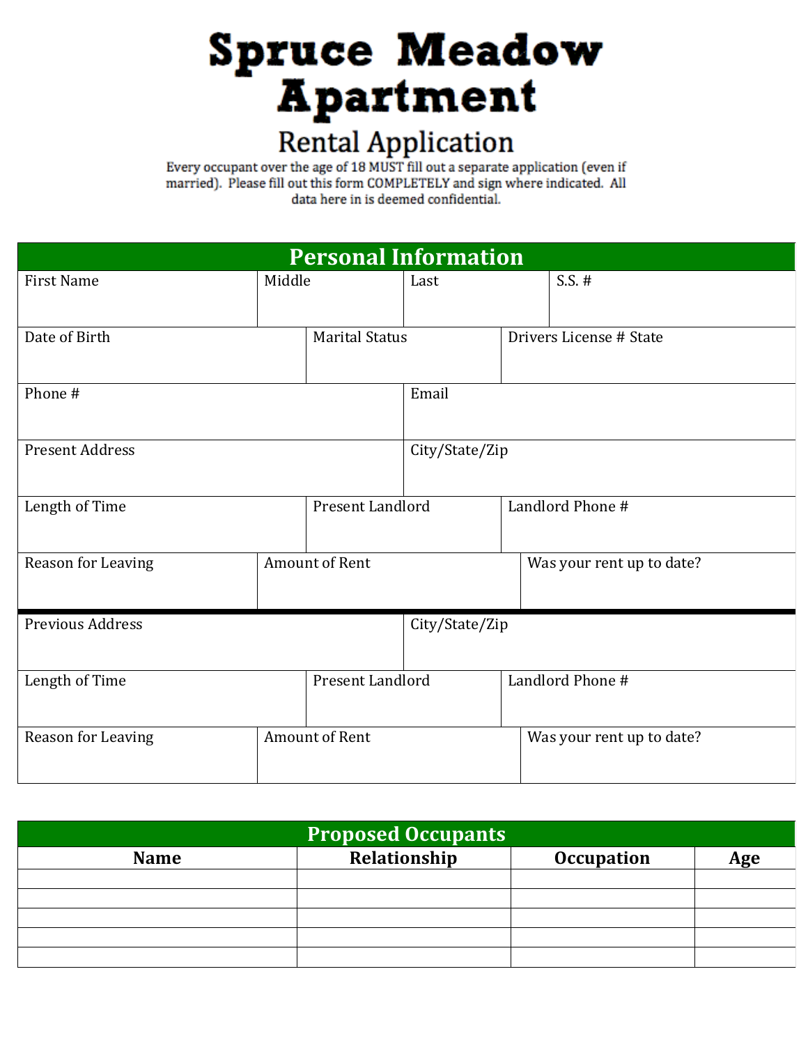# Spruce Meadow Apartment

## Rental Application

Every occupant over the age of 18 MUST fill out a separate application (even if married). Please fill out this form COMPLETELY and sign where indicated. All data here in is deemed confidential.

## Personal Information

| First Name | Middle | Last | S.S. # |
|---|---|---|---|
| | | | |

| Date of Birth | Marital Status | Drivers License # State |
|---|---|---|
| | | |

| Phone # | Email |
|---|---|
| | |

| Present Address | City/State/Zip |
|---|---|
| | |

| Length of Time | Present Landlord | Landlord Phone # |
|---|---|---|
| | | |

| Reason for Leaving | Amount of Rent | Was your rent up to date? |
|---|---|---|
| | | |

| Previous Address | City/State/Zip |
|---|---|
| | |

| Length of Time | Present Landlord | Landlord Phone # |
|---|---|---|
| | | |

| Reason for Leaving | Amount of Rent | Was your rent up to date? |
|---|---|---|
| | | |

## Proposed Occupants

| Name | Relationship | Occupation | Age |
|---|---|---|---|
| | | | |
| | | | |
| | | | |
| | | | |
| | | | |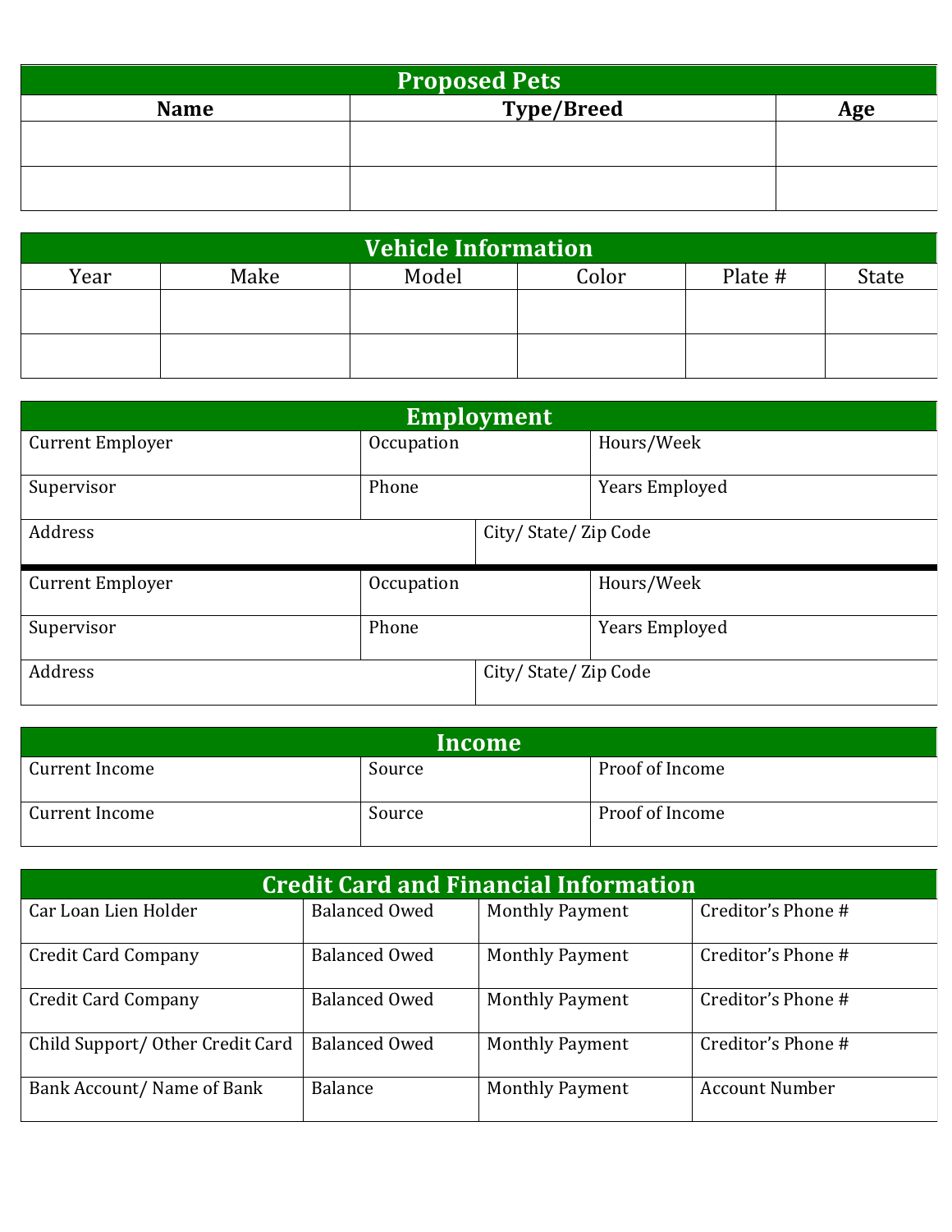## Proposed Pets

| Name | Type/Breed | Age |
|---|---|---|
| | | |
| | | |

## Vehicle Information

| Year | Make | Model | Color | Plate # | State |
|---|---|---|---|---|---|
| | | | | | |
| | | | | | |

## Employment

| Current Employer | Occupation | Hours/Week |
|---|---|---|
| Supervisor | Phone | Years Employed |
| Address | City/ State/ Zip Code | |

| Current Employer | Occupation | Hours/Week |
|---|---|---|
| Supervisor | Phone | Years Employed |
| Address | City/ State/ Zip Code | |

## Income

| Current Income | Source | Proof of Income |
|---|---|---|
| Current Income | Source | Proof of Income |

## Credit Card and Financial Information

| Car Loan Lien Holder | Balanced Owed | Monthly Payment | Creditor's Phone # |
|---|---|---|---|
| Credit Card Company | Balanced Owed | Monthly Payment | Creditor's Phone # |
| Credit Card Company | Balanced Owed | Monthly Payment | Creditor's Phone # |
| Child Support/ Other Credit Card | Balanced Owed | Monthly Payment | Creditor's Phone # |
| Bank Account/ Name of Bank | Balance | Monthly Payment | Account Number |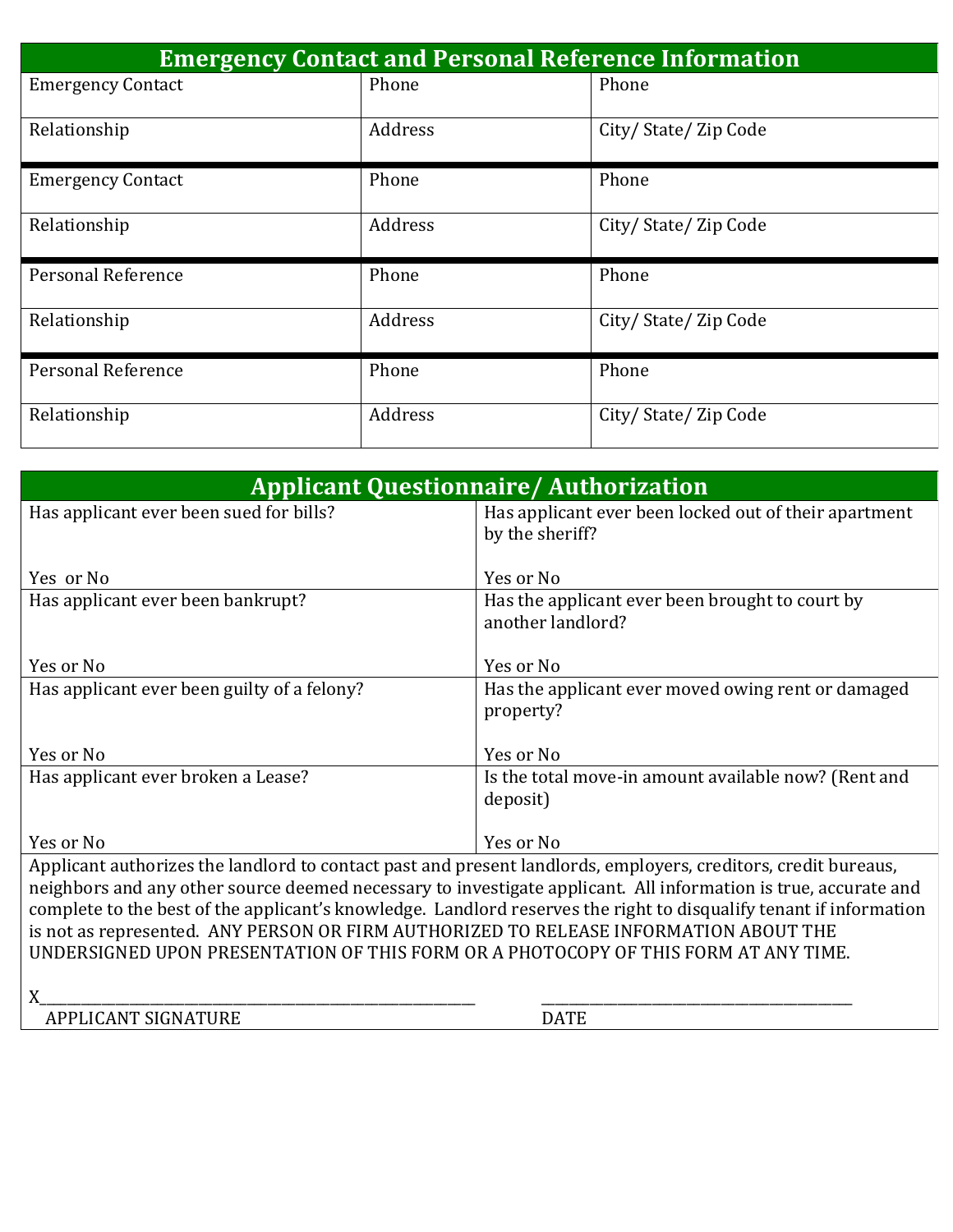## Emergency Contact and Personal Reference Information

| | | |
|---|---|---|
| Emergency Contact | Phone | Phone |
| Relationship | Address | City/ State/ Zip Code |
| Emergency Contact | Phone | Phone |
| Relationship | Address | City/ State/ Zip Code |
| Personal Reference | Phone | Phone |
| Relationship | Address | City/ State/ Zip Code |
| Personal Reference | Phone | Phone |
| Relationship | Address | City/ State/ Zip Code |

## Applicant Questionnaire/ Authorization

| | |
|---|---|
| Has applicant ever been sued for bills?<br><br>Yes or No | Has applicant ever been locked out of their apartment by the sheriff?<br><br>Yes or No |
| Has applicant ever been bankrupt?<br><br>Yes or No | Has the applicant ever been brought to court by another landlord?<br><br>Yes or No |
| Has applicant ever been guilty of a felony?<br><br>Yes or No | Has the applicant ever moved owing rent or damaged property?<br><br>Yes or No |
| Has applicant ever broken a Lease?<br><br>Yes or No | Is the total move-in amount available now? (Rent and deposit)<br><br>Yes or No |

Applicant authorizes the landlord to contact past and present landlords, employers, creditors, credit bureaus, neighbors and any other source deemed necessary to investigate applicant. All information is true, accurate and complete to the best of the applicant's knowledge. Landlord reserves the right to disqualify tenant if information is not as represented. ANY PERSON OR FIRM AUTHORIZED TO RELEASE INFORMATION ABOUT THE UNDERSIGNED UPON PRESENTATION OF THIS FORM OR A PHOTOCOPY OF THIS FORM AT ANY TIME.

X_______________________________________________ _______________________________

APPLICANT SIGNATURE DATE